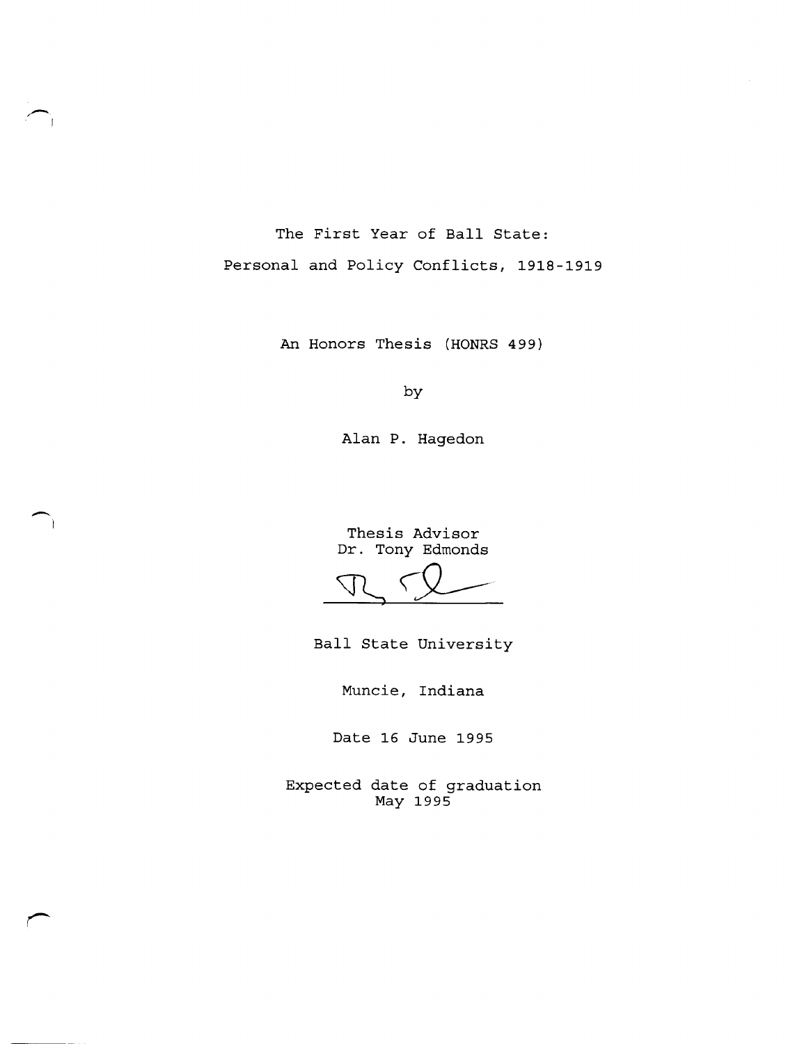# The First Year of Ball State:
## Personal and Policy Conflicts, 1918-1919

An Honors Thesis (HONRS 499)

by

Alan P. Hagedon

Thesis Advisor
Dr. Tony Edmonds

Ball State University

Muncie, Indiana

Date 16 June 1995

Expected date of graduation
May 1995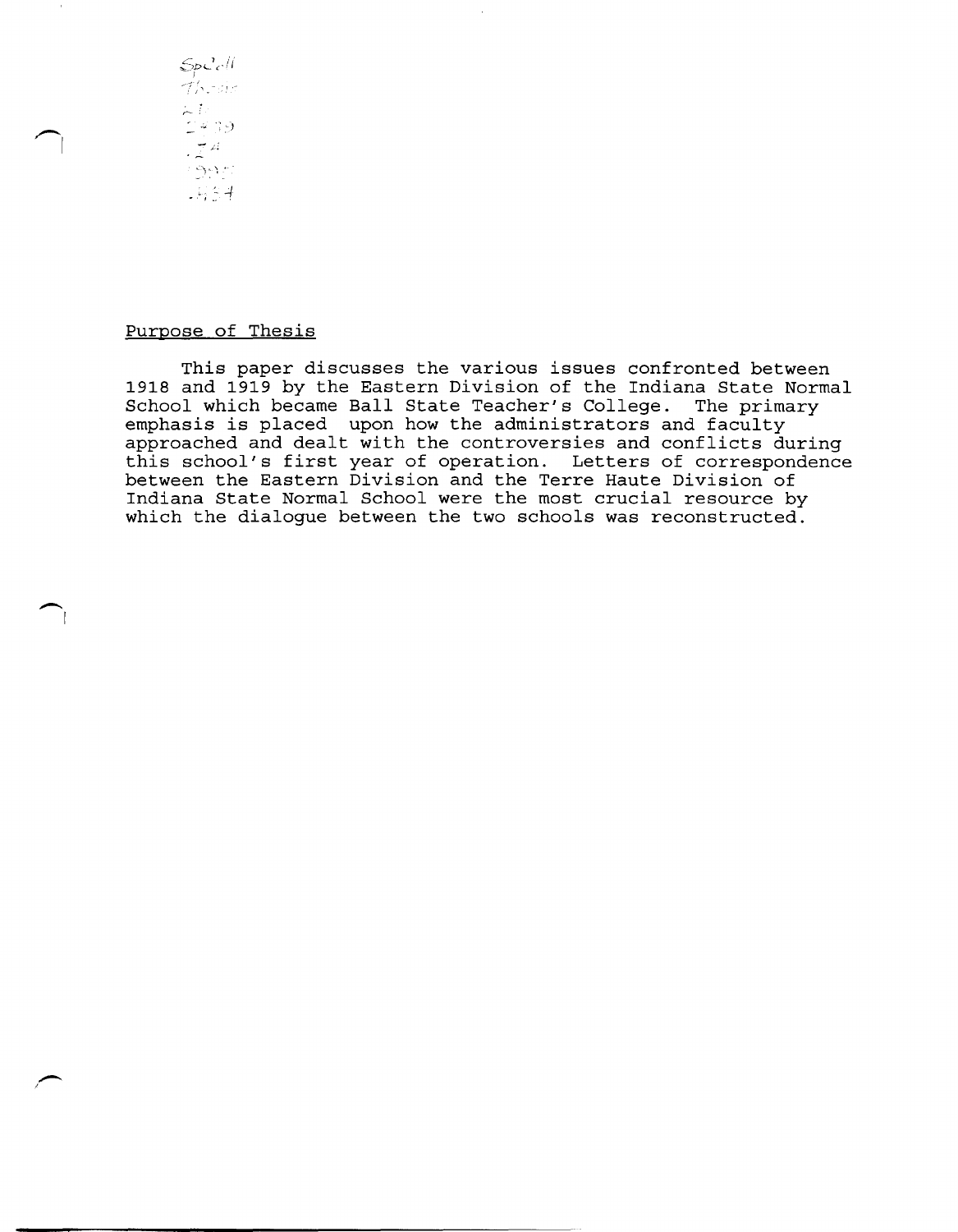<u>Purpose of Thesis</u>

This paper discusses the various issues confronted between 1918 and 1919 by the Eastern Division of the Indiana State Normal School which became Ball State Teacher's College. The primary emphasis is placed upon how the administrators and faculty approached and dealt with the controversies and conflicts during this school's first year of operation. Letters of correspondence between the Eastern Division and the Terre Haute Division of Indiana State Normal School were the most crucial resource by which the dialogue between the two schools was reconstructed.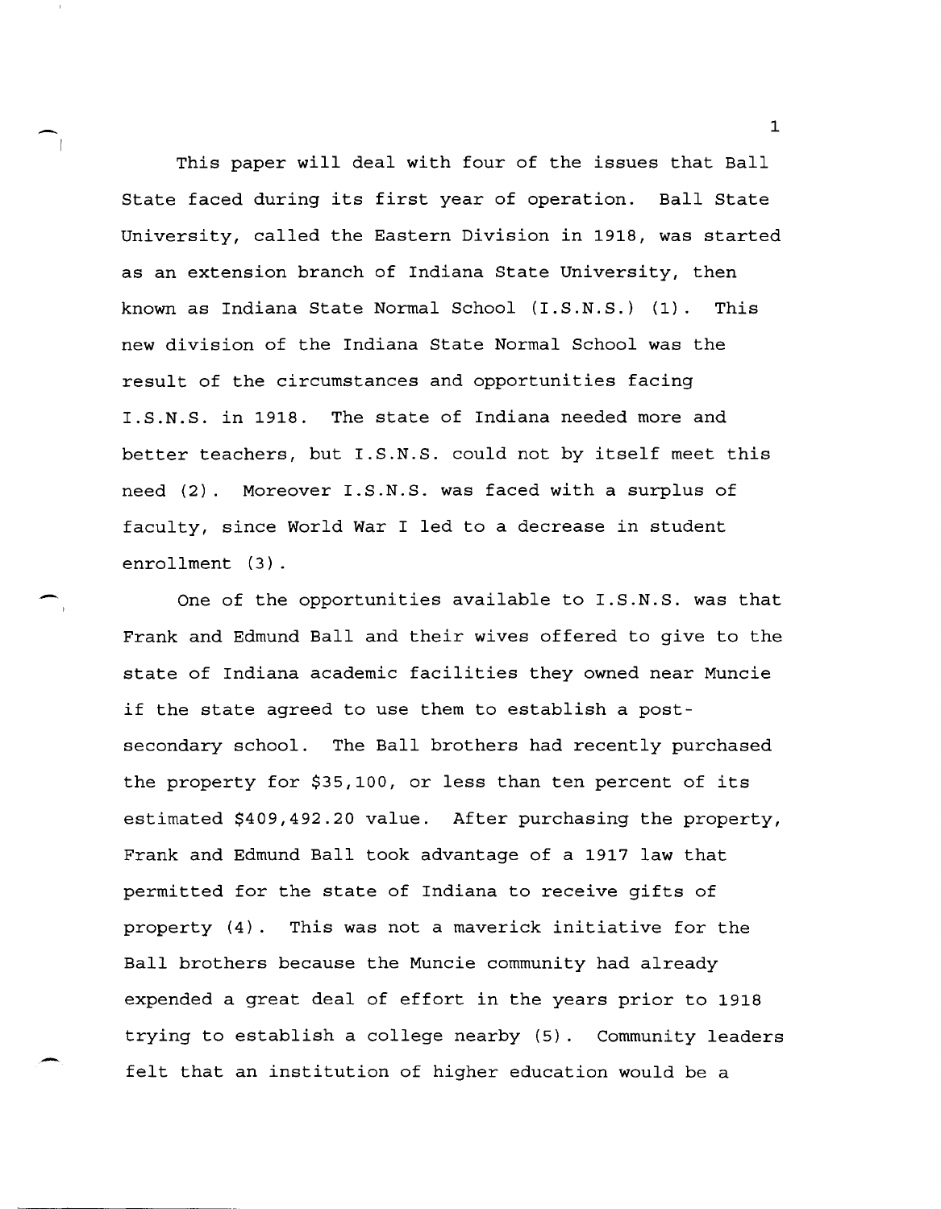This paper will deal with four of the issues that Ball State faced during its first year of operation. Ball State University, called the Eastern Division in 1918, was started as an extension branch of Indiana State University, then known as Indiana State Normal School (I.S.N.S.) (1). This new division of the Indiana State Normal School was the result of the circumstances and opportunities facing I.S.N.S. in 1918. The state of Indiana needed more and better teachers, but I.S.N.S. could not by itself meet this need (2). Moreover I.S.N.S. was faced with a surplus of faculty, since World War I led to a decrease in student enrollment (3).

One of the opportunities available to I.S.N.S. was that Frank and Edmund Ball and their wives offered to give to the state of Indiana academic facilities they owned near Muncie if the state agreed to use them to establish a post-secondary school. The Ball brothers had recently purchased the property for $35,100, or less than ten percent of its estimated $409,492.20 value. After purchasing the property, Frank and Edmund Ball took advantage of a 1917 law that permitted for the state of Indiana to receive gifts of property (4). This was not a maverick initiative for the Ball brothers because the Muncie community had already expended a great deal of effort in the years prior to 1918 trying to establish a college nearby (5). Community leaders felt that an institution of higher education would be a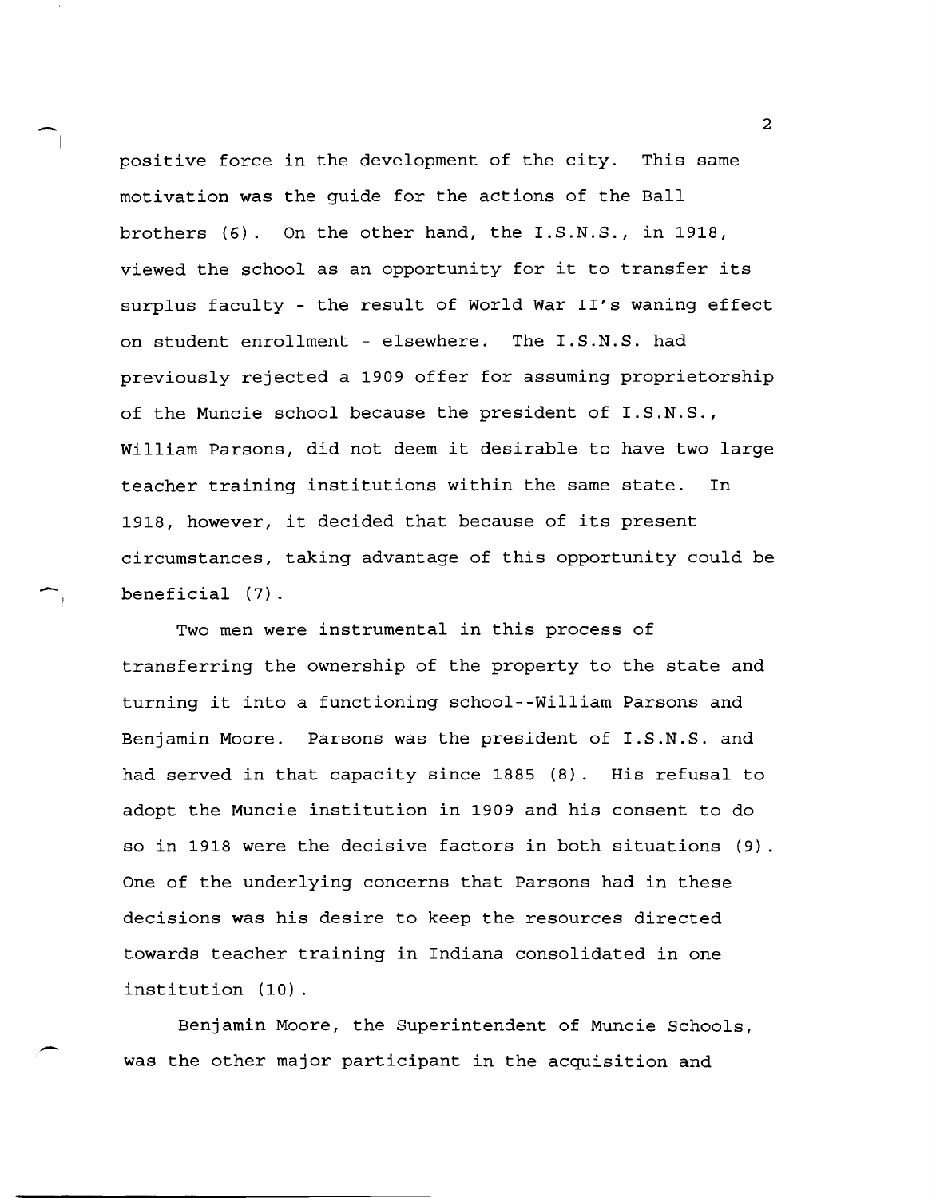positive force in the development of the city. This same motivation was the guide for the actions of the Ball brothers (6). On the other hand, the I.S.N.S., in 1918, viewed the school as an opportunity for it to transfer its surplus faculty - the result of World War II's waning effect on student enrollment - elsewhere. The I.S.N.S. had previously rejected a 1909 offer for assuming proprietorship of the Muncie school because the president of I.S.N.S., William Parsons, did not deem it desirable to have two large teacher training institutions within the same state. In 1918, however, it decided that because of its present circumstances, taking advantage of this opportunity could be beneficial (7).

Two men were instrumental in this process of transferring the ownership of the property to the state and turning it into a functioning school--William Parsons and Benjamin Moore. Parsons was the president of I.S.N.S. and had served in that capacity since 1885 (8). His refusal to adopt the Muncie institution in 1909 and his consent to do so in 1918 were the decisive factors in both situations (9). One of the underlying concerns that Parsons had in these decisions was his desire to keep the resources directed towards teacher training in Indiana consolidated in one institution (10).

Benjamin Moore, the Superintendent of Muncie Schools, was the other major participant in the acquisition and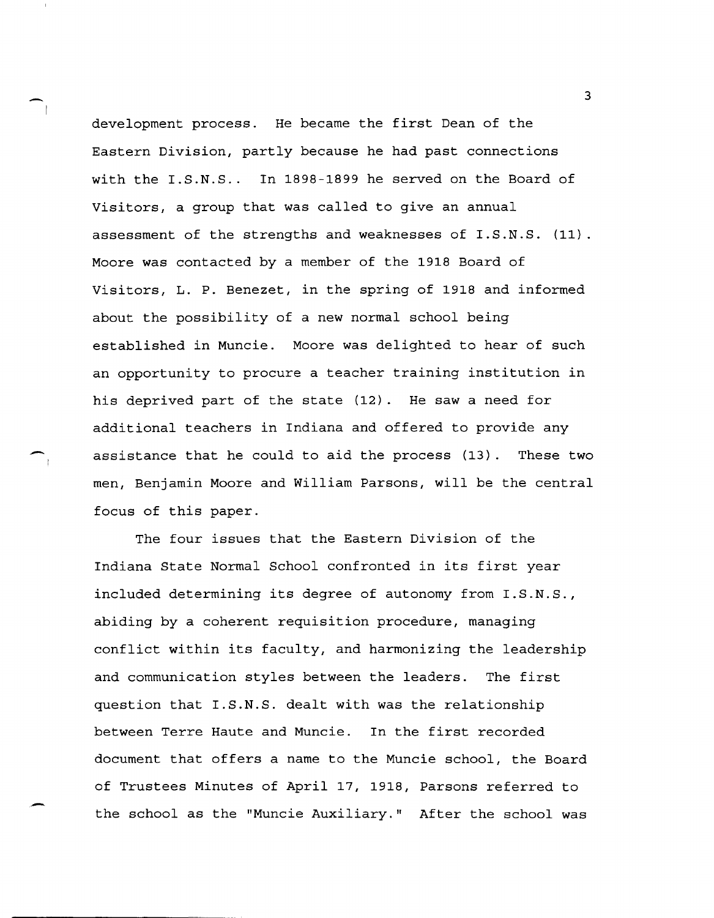development process. He became the first Dean of the Eastern Division, partly because he had past connections with the I.S.N.S.. In 1898-1899 he served on the Board of Visitors, a group that was called to give an annual assessment of the strengths and weaknesses of I.S.N.S. (11). Moore was contacted by a member of the 1918 Board of Visitors, L. P. Benezet, in the spring of 1918 and informed about the possibility of a new normal school being established in Muncie. Moore was delighted to hear of such an opportunity to procure a teacher training institution in his deprived part of the state (12). He saw a need for additional teachers in Indiana and offered to provide any assistance that he could to aid the process (13). These two men, Benjamin Moore and William Parsons, will be the central focus of this paper.

The four issues that the Eastern Division of the Indiana State Normal School confronted in its first year included determining its degree of autonomy from I.S.N.S., abiding by a coherent requisition procedure, managing conflict within its faculty, and harmonizing the leadership and communication styles between the leaders. The first question that I.S.N.S. dealt with was the relationship between Terre Haute and Muncie. In the first recorded document that offers a name to the Muncie school, the Board of Trustees Minutes of April 17, 1918, Parsons referred to the school as the "Muncie Auxiliary." After the school was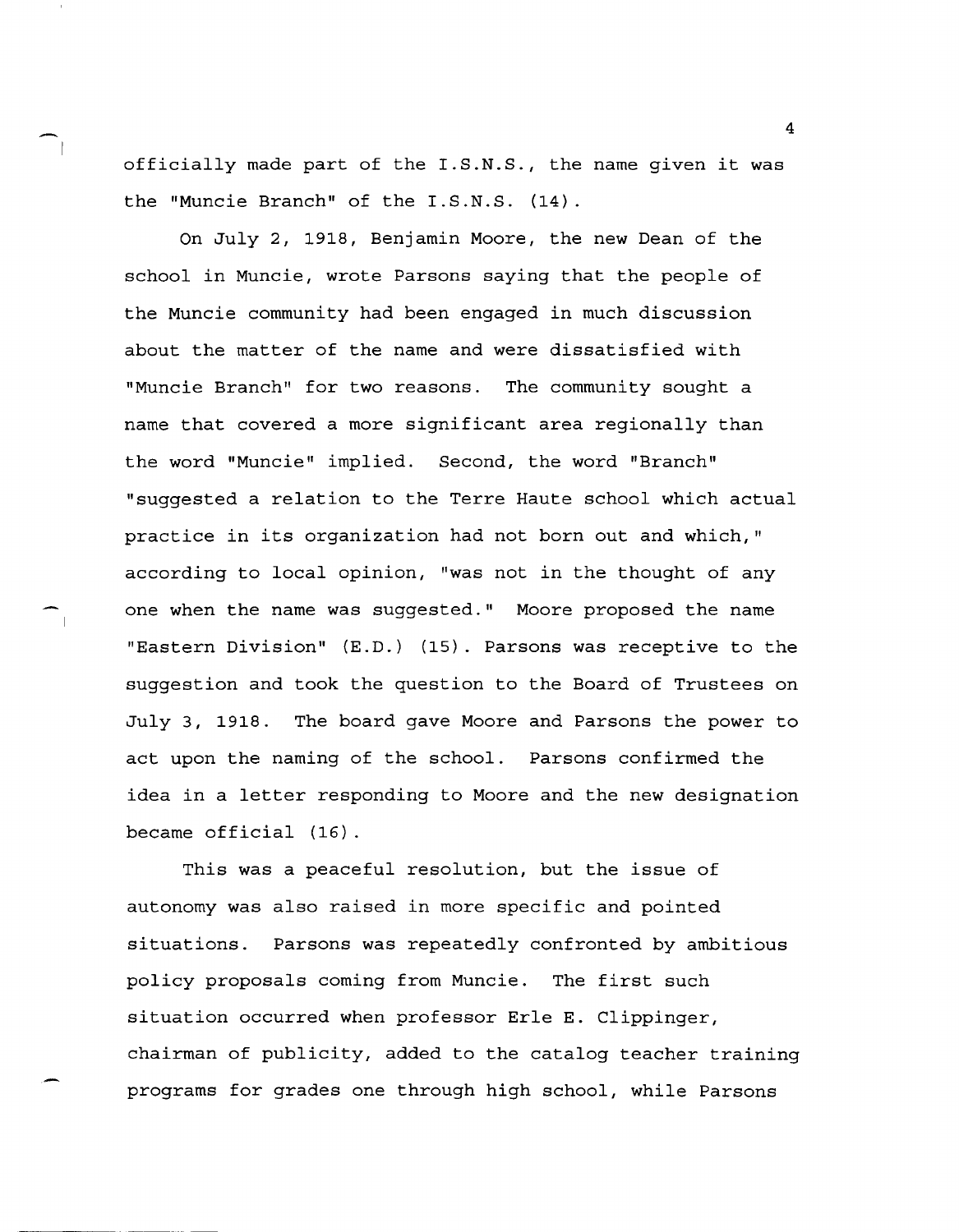officially made part of the I.S.N.S., the name given it was the "Muncie Branch" of the I.S.N.S. (14).

On July 2, 1918, Benjamin Moore, the new Dean of the school in Muncie, wrote Parsons saying that the people of the Muncie community had been engaged in much discussion about the matter of the name and were dissatisfied with "Muncie Branch" for two reasons. The community sought a name that covered a more significant area regionally than the word "Muncie" implied. Second, the word "Branch" "suggested a relation to the Terre Haute school which actual practice in its organization had not born out and which," according to local opinion, "was not in the thought of any one when the name was suggested." Moore proposed the name "Eastern Division" (E.D.) (15). Parsons was receptive to the suggestion and took the question to the Board of Trustees on July 3, 1918. The board gave Moore and Parsons the power to act upon the naming of the school. Parsons confirmed the idea in a letter responding to Moore and the new designation became official (16).

This was a peaceful resolution, but the issue of autonomy was also raised in more specific and pointed situations. Parsons was repeatedly confronted by ambitious policy proposals coming from Muncie. The first such situation occurred when professor Erle E. Clippinger, chairman of publicity, added to the catalog teacher training programs for grades one through high school, while Parsons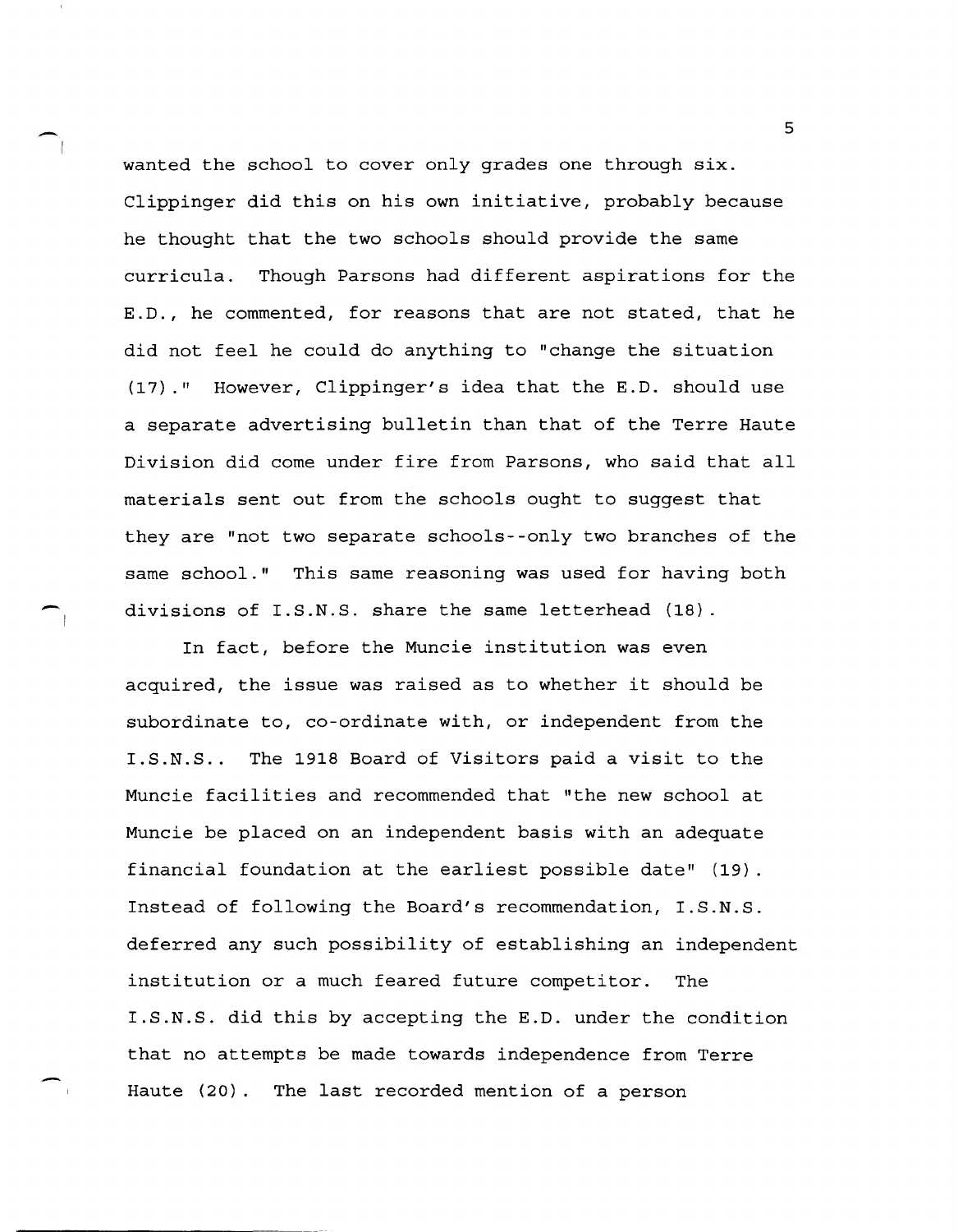wanted the school to cover only grades one through six. Clippinger did this on his own initiative, probably because he thought that the two schools should provide the same curricula. Though Parsons had different aspirations for the E.D., he commented, for reasons that are not stated, that he did not feel he could do anything to "change the situation (17)." However, Clippinger's idea that the E.D. should use a separate advertising bulletin than that of the Terre Haute Division did come under fire from Parsons, who said that all materials sent out from the schools ought to suggest that they are "not two separate schools--only two branches of the same school." This same reasoning was used for having both divisions of I.S.N.S. share the same letterhead (18).

In fact, before the Muncie institution was even acquired, the issue was raised as to whether it should be subordinate to, co-ordinate with, or independent from the I.S.N.S.. The 1918 Board of Visitors paid a visit to the Muncie facilities and recommended that "the new school at Muncie be placed on an independent basis with an adequate financial foundation at the earliest possible date" (19). Instead of following the Board's recommendation, I.S.N.S. deferred any such possibility of establishing an independent institution or a much feared future competitor. The I.S.N.S. did this by accepting the E.D. under the condition that no attempts be made towards independence from Terre Haute (20). The last recorded mention of a person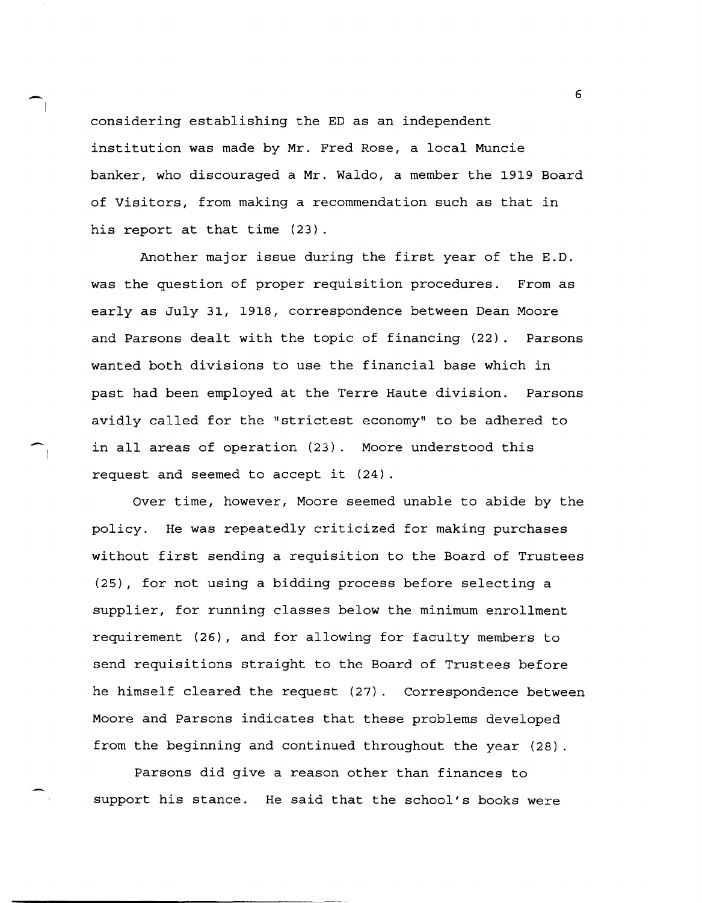considering establishing the ED as an independent institution was made by Mr. Fred Rose, a local Muncie banker, who discouraged a Mr. Waldo, a member the 1919 Board of Visitors, from making a recommendation such as that in his report at that time (23).

Another major issue during the first year of the E.D. was the question of proper requisition procedures. From as early as July 31, 1918, correspondence between Dean Moore and Parsons dealt with the topic of financing (22). Parsons wanted both divisions to use the financial base which in past had been employed at the Terre Haute division. Parsons avidly called for the "strictest economy" to be adhered to in all areas of operation (23). Moore understood this request and seemed to accept it (24).

Over time, however, Moore seemed unable to abide by the policy. He was repeatedly criticized for making purchases without first sending a requisition to the Board of Trustees (25), for not using a bidding process before selecting a supplier, for running classes below the minimum enrollment requirement (26), and for allowing for faculty members to send requisitions straight to the Board of Trustees before he himself cleared the request (27). Correspondence between Moore and Parsons indicates that these problems developed from the beginning and continued throughout the year (28).

Parsons did give a reason other than finances to support his stance. He said that the school's books were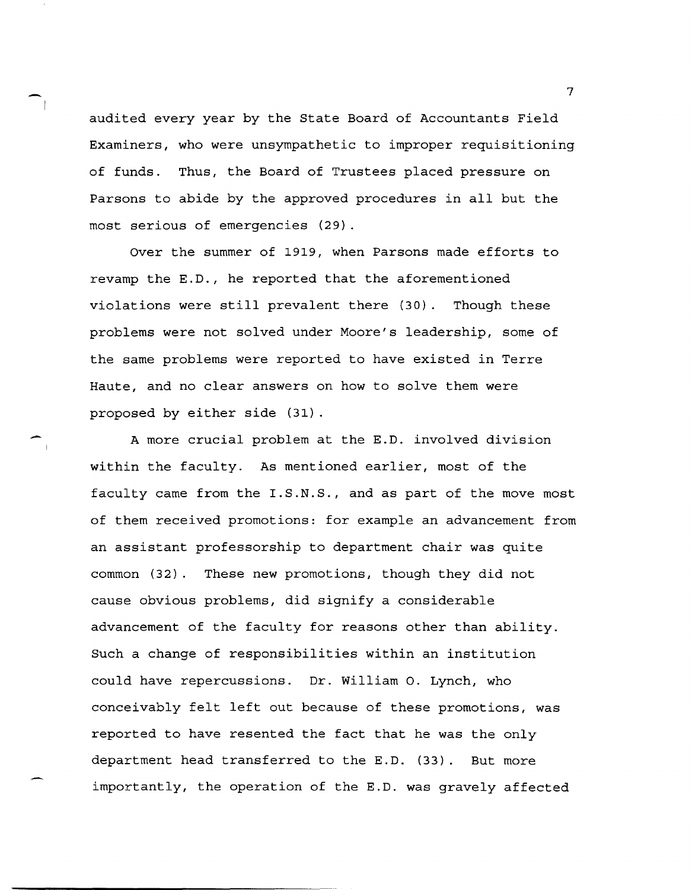audited every year by the State Board of Accountants Field Examiners, who were unsympathetic to improper requisitioning of funds. Thus, the Board of Trustees placed pressure on Parsons to abide by the approved procedures in all but the most serious of emergencies (29).

Over the summer of 1919, when Parsons made efforts to revamp the E.D., he reported that the aforementioned violations were still prevalent there (30). Though these problems were not solved under Moore's leadership, some of the same problems were reported to have existed in Terre Haute, and no clear answers on how to solve them were proposed by either side (31).

A more crucial problem at the E.D. involved division within the faculty. As mentioned earlier, most of the faculty came from the I.S.N.S., and as part of the move most of them received promotions: for example an advancement from an assistant professorship to department chair was quite common (32). These new promotions, though they did not cause obvious problems, did signify a considerable advancement of the faculty for reasons other than ability. Such a change of responsibilities within an institution could have repercussions. Dr. William O. Lynch, who conceivably felt left out because of these promotions, was reported to have resented the fact that he was the only department head transferred to the E.D. (33). But more importantly, the operation of the E.D. was gravely affected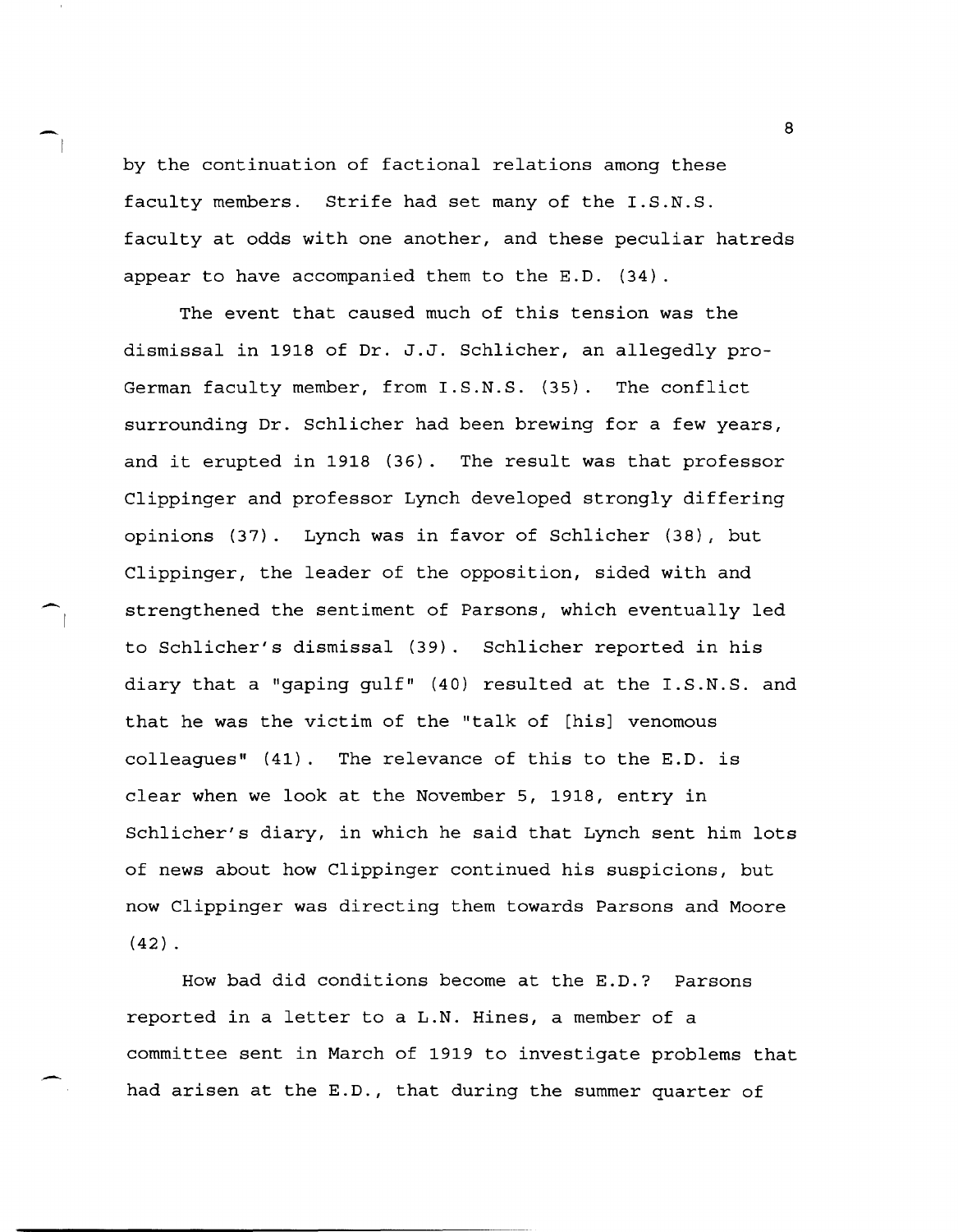by the continuation of factional relations among these faculty members. Strife had set many of the I.S.N.S. faculty at odds with one another, and these peculiar hatreds appear to have accompanied them to the E.D. (34).

The event that caused much of this tension was the dismissal in 1918 of Dr. J.J. Schlicher, an allegedly pro-German faculty member, from I.S.N.S. (35). The conflict surrounding Dr. Schlicher had been brewing for a few years, and it erupted in 1918 (36). The result was that professor Clippinger and professor Lynch developed strongly differing opinions (37). Lynch was in favor of Schlicher (38), but Clippinger, the leader of the opposition, sided with and strengthened the sentiment of Parsons, which eventually led to Schlicher's dismissal (39). Schlicher reported in his diary that a "gaping gulf" (40) resulted at the I.S.N.S. and that he was the victim of the "talk of [his] venomous colleagues" (41). The relevance of this to the E.D. is clear when we look at the November 5, 1918, entry in Schlicher's diary, in which he said that Lynch sent him lots of news about how Clippinger continued his suspicions, but now Clippinger was directing them towards Parsons and Moore (42).

How bad did conditions become at the E.D.? Parsons reported in a letter to a L.N. Hines, a member of a committee sent in March of 1919 to investigate problems that had arisen at the E.D., that during the summer quarter of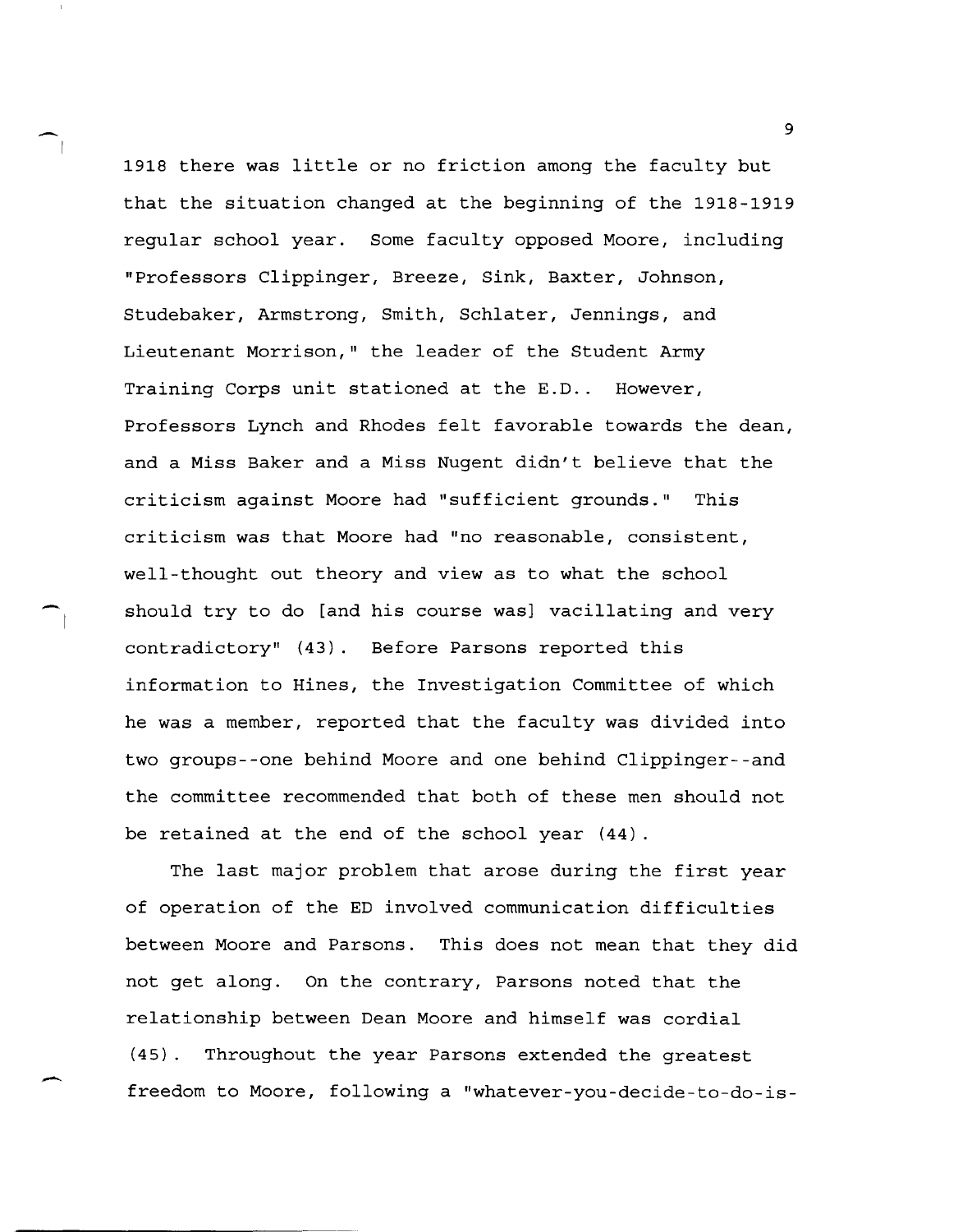1918 there was little or no friction among the faculty but that the situation changed at the beginning of the 1918-1919 regular school year. Some faculty opposed Moore, including "Professors Clippinger, Breeze, Sink, Baxter, Johnson, Studebaker, Armstrong, Smith, Schlater, Jennings, and Lieutenant Morrison," the leader of the Student Army Training Corps unit stationed at the E.D.. However, Professors Lynch and Rhodes felt favorable towards the dean, and a Miss Baker and a Miss Nugent didn't believe that the criticism against Moore had "sufficient grounds." This criticism was that Moore had "no reasonable, consistent, well-thought out theory and view as to what the school should try to do [and his course was] vacillating and very contradictory" (43). Before Parsons reported this information to Hines, the Investigation Committee of which he was a member, reported that the faculty was divided into two groups--one behind Moore and one behind Clippinger--and the committee recommended that both of these men should not be retained at the end of the school year (44).

The last major problem that arose during the first year of operation of the ED involved communication difficulties between Moore and Parsons. This does not mean that they did not get along. On the contrary, Parsons noted that the relationship between Dean Moore and himself was cordial (45). Throughout the year Parsons extended the greatest freedom to Moore, following a "whatever-you-decide-to-do-is-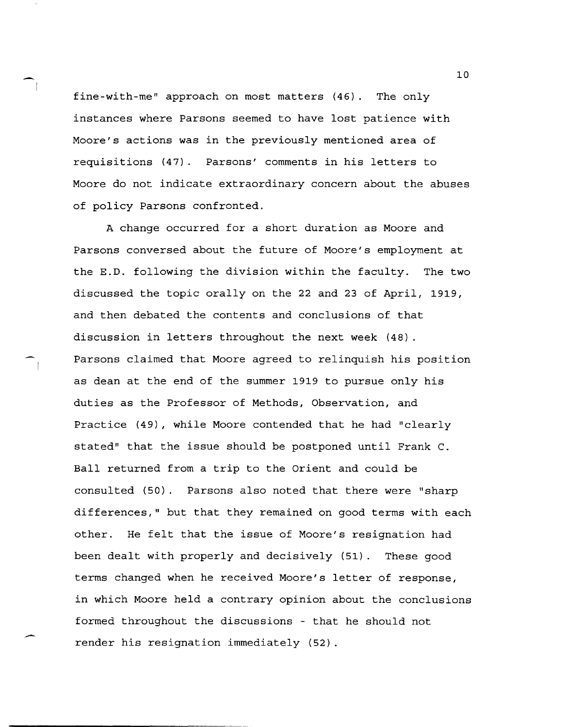fine-with-me" approach on most matters (46). The only instances where Parsons seemed to have lost patience with Moore's actions was in the previously mentioned area of requisitions (47). Parsons' comments in his letters to Moore do not indicate extraordinary concern about the abuses of policy Parsons confronted.

A change occurred for a short duration as Moore and Parsons conversed about the future of Moore's employment at the E.D. following the division within the faculty. The two discussed the topic orally on the 22 and 23 of April, 1919, and then debated the contents and conclusions of that discussion in letters throughout the next week (48). Parsons claimed that Moore agreed to relinquish his position as dean at the end of the summer 1919 to pursue only his duties as the Professor of Methods, Observation, and Practice (49), while Moore contended that he had "clearly stated" that the issue should be postponed until Frank C. Ball returned from a trip to the Orient and could be consulted (50). Parsons also noted that there were "sharp differences," but that they remained on good terms with each other. He felt that the issue of Moore's resignation had been dealt with properly and decisively (51). These good terms changed when he received Moore's letter of response, in which Moore held a contrary opinion about the conclusions formed throughout the discussions - that he should not render his resignation immediately (52).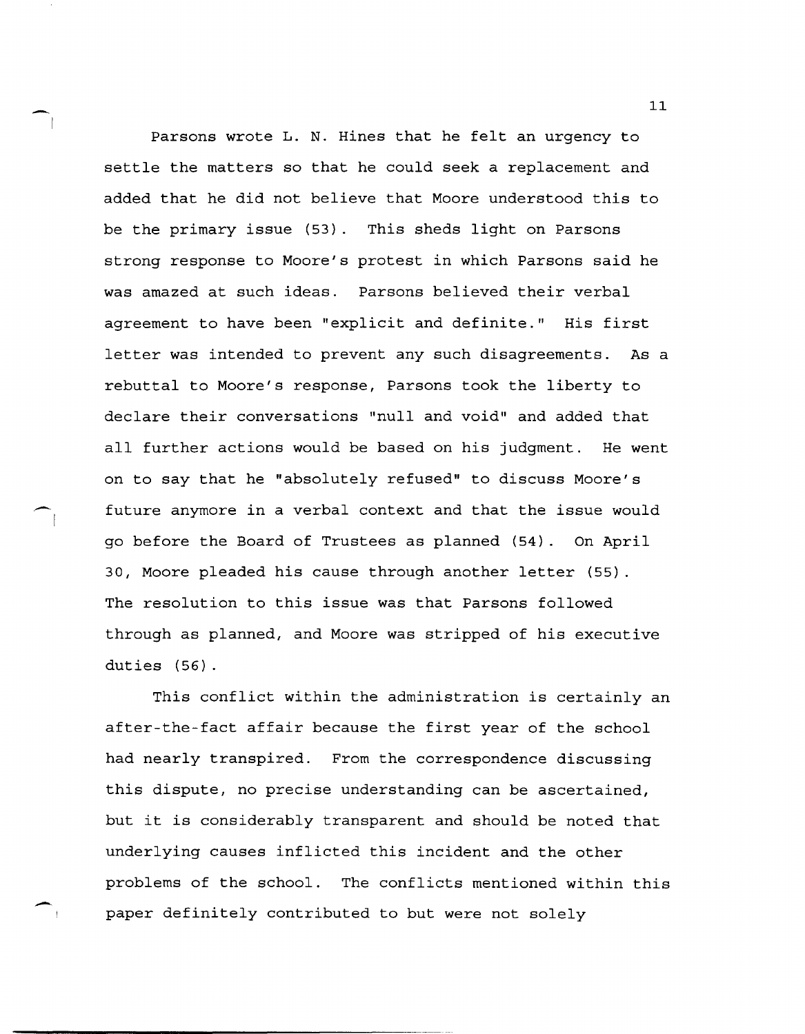Parsons wrote L. N. Hines that he felt an urgency to settle the matters so that he could seek a replacement and added that he did not believe that Moore understood this to be the primary issue (53). This sheds light on Parsons strong response to Moore's protest in which Parsons said he was amazed at such ideas. Parsons believed their verbal agreement to have been "explicit and definite." His first letter was intended to prevent any such disagreements. As a rebuttal to Moore's response, Parsons took the liberty to declare their conversations "null and void" and added that all further actions would be based on his judgment. He went on to say that he "absolutely refused" to discuss Moore's future anymore in a verbal context and that the issue would go before the Board of Trustees as planned (54). On April 30, Moore pleaded his cause through another letter (55). The resolution to this issue was that Parsons followed through as planned, and Moore was stripped of his executive duties (56).

This conflict within the administration is certainly an after-the-fact affair because the first year of the school had nearly transpired. From the correspondence discussing this dispute, no precise understanding can be ascertained, but it is considerably transparent and should be noted that underlying causes inflicted this incident and the other problems of the school. The conflicts mentioned within this paper definitely contributed to but were not solely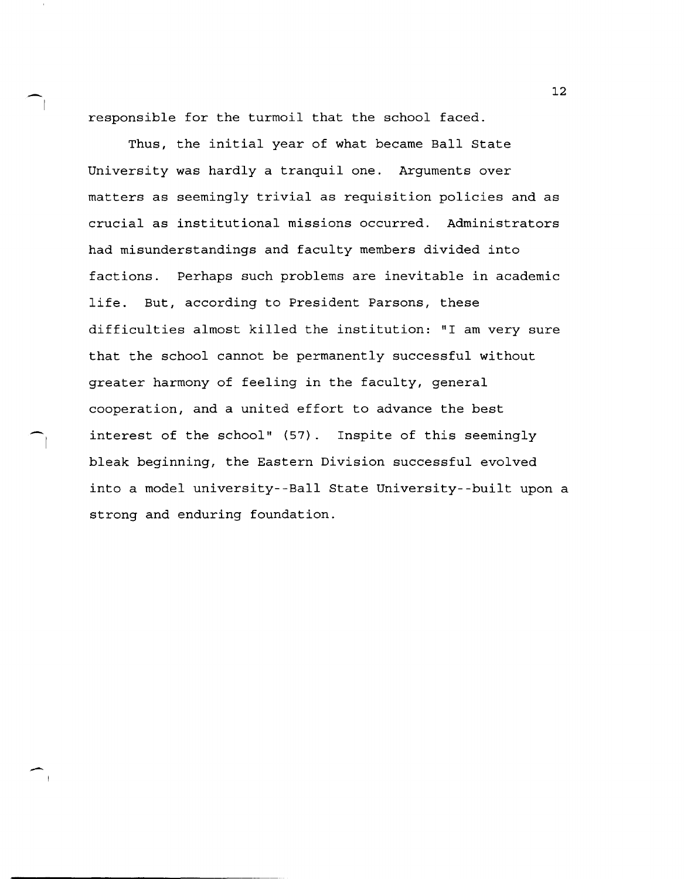responsible for the turmoil that the school faced.

Thus, the initial year of what became Ball State University was hardly a tranquil one. Arguments over matters as seemingly trivial as requisition policies and as crucial as institutional missions occurred. Administrators had misunderstandings and faculty members divided into factions. Perhaps such problems are inevitable in academic life. But, according to President Parsons, these difficulties almost killed the institution: "I am very sure that the school cannot be permanently successful without greater harmony of feeling in the faculty, general cooperation, and a united effort to advance the best interest of the school" (57). Inspite of this seemingly bleak beginning, the Eastern Division successful evolved into a model university--Ball State University--built upon a strong and enduring foundation.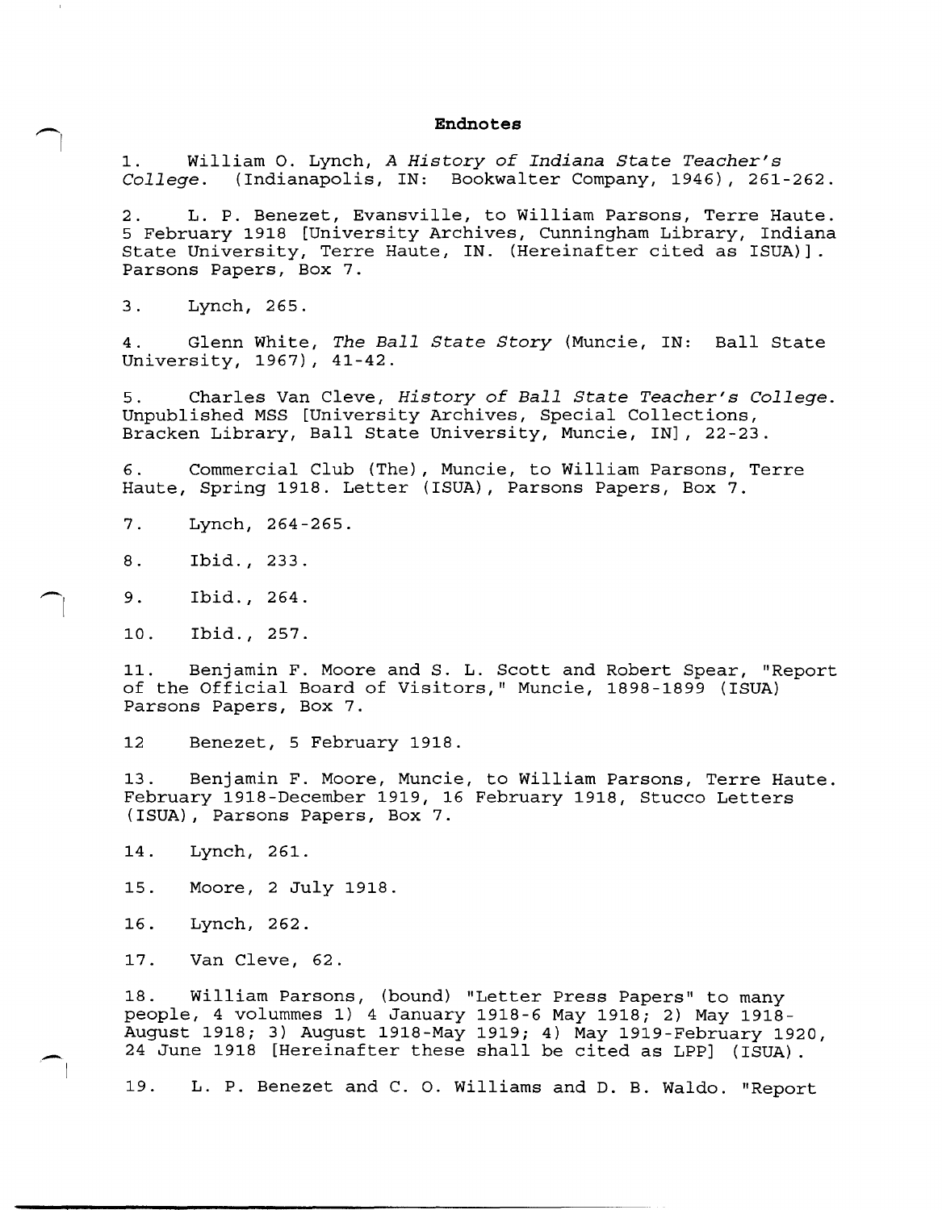**Endnotes**

1. William O. Lynch, *A History of Indiana State Teacher's College*. (Indianapolis, IN: Bookwalter Company, 1946), 261-262.

2. L. P. Benezet, Evansville, to William Parsons, Terre Haute. 5 February 1918 [University Archives, Cunningham Library, Indiana State University, Terre Haute, IN. (Hereinafter cited as ISUA)]. Parsons Papers, Box 7.

3. Lynch, 265.

4. Glenn White, *The Ball State Story* (Muncie, IN: Ball State University, 1967), 41-42.

5. Charles Van Cleve, *History of Ball State Teacher's College*. Unpublished MSS [University Archives, Special Collections, Bracken Library, Ball State University, Muncie, IN], 22-23.

6. Commercial Club (The), Muncie, to William Parsons, Terre Haute, Spring 1918. Letter (ISUA), Parsons Papers, Box 7.

7. Lynch, 264-265.

8. Ibid., 233.

9. Ibid., 264.

10. Ibid., 257.

11. Benjamin F. Moore and S. L. Scott and Robert Spear, "Report of the Official Board of Visitors," Muncie, 1898-1899 (ISUA) Parsons Papers, Box 7.

12 Benezet, 5 February 1918.

13. Benjamin F. Moore, Muncie, to William Parsons, Terre Haute. February 1918-December 1919, 16 February 1918, Stucco Letters (ISUA), Parsons Papers, Box 7.

14. Lynch, 261.

15. Moore, 2 July 1918.

16. Lynch, 262.

17. Van Cleve, 62.

18. William Parsons, (bound) "Letter Press Papers" to many people, 4 volummes 1) 4 January 1918-6 May 1918; 2) May 1918-August 1918; 3) August 1918-May 1919; 4) May 1919-February 1920, 24 June 1918 [Hereinafter these shall be cited as LPP] (ISUA).

19. L. P. Benezet and C. O. Williams and D. B. Waldo. "Report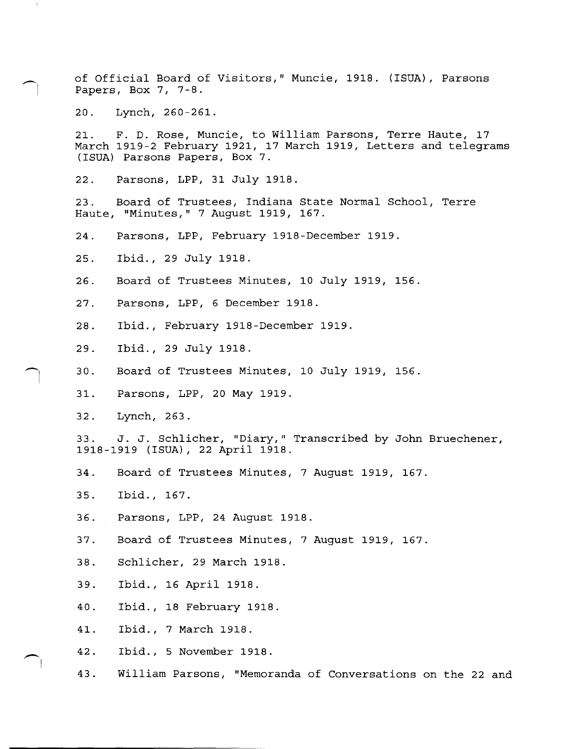of Official Board of Visitors," Muncie, 1918. (ISUA), Parsons Papers, Box 7, 7-8.

20. Lynch, 260-261.

21. F. D. Rose, Muncie, to William Parsons, Terre Haute, 17 March 1919-2 February 1921, 17 March 1919, Letters and telegrams (ISUA) Parsons Papers, Box 7.

22. Parsons, LPP, 31 July 1918.

23. Board of Trustees, Indiana State Normal School, Terre Haute, "Minutes," 7 August 1919, 167.

24. Parsons, LPP, February 1918-December 1919.

25. Ibid., 29 July 1918.

26. Board of Trustees Minutes, 10 July 1919, 156.

27. Parsons, LPP, 6 December 1918.

28. Ibid., February 1918-December 1919.

29. Ibid., 29 July 1918.

30. Board of Trustees Minutes, 10 July 1919, 156.

31. Parsons, LPP, 20 May 1919.

32. Lynch, 263.

33. J. J. Schlicher, "Diary," Transcribed by John Bruechener, 1918-1919 (ISUA), 22 April 1918.

34. Board of Trustees Minutes, 7 August 1919, 167.

35. Ibid., 167.

36. Parsons, LPP, 24 August 1918.

37. Board of Trustees Minutes, 7 August 1919, 167.

38. Schlicher, 29 March 1918.

39. Ibid., 16 April 1918.

40. Ibid., 18 February 1918.

41. Ibid., 7 March 1918.

42. Ibid., 5 November 1918.

43. William Parsons, "Memoranda of Conversations on the 22 and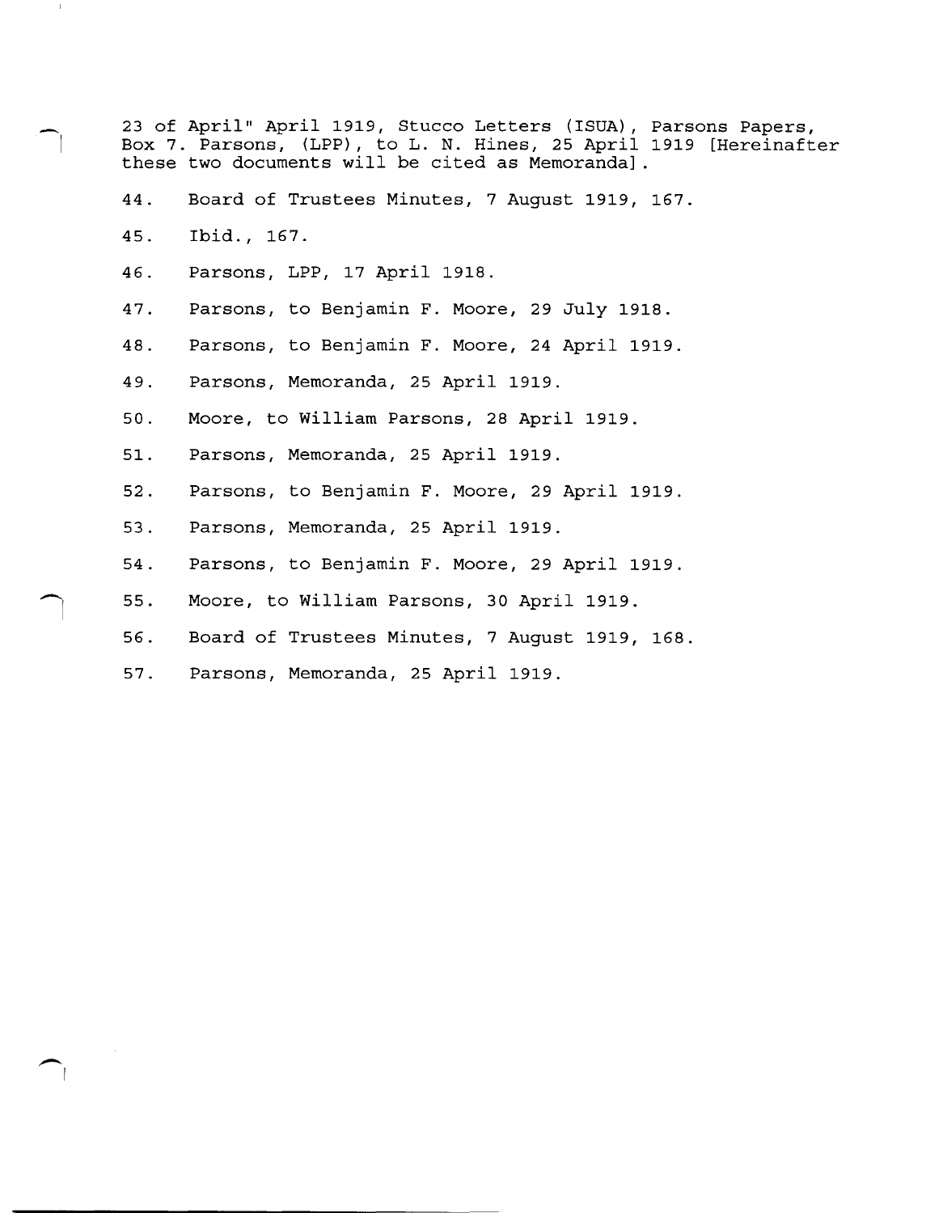23 of April" April 1919, Stucco Letters (ISUA), Parsons Papers, Box 7. Parsons, (LPP), to L. N. Hines, 25 April 1919 [Hereinafter these two documents will be cited as Memoranda].

44. Board of Trustees Minutes, 7 August 1919, 167.

45. Ibid., 167.

46. Parsons, LPP, 17 April 1918.

47. Parsons, to Benjamin F. Moore, 29 July 1918.

48. Parsons, to Benjamin F. Moore, 24 April 1919.

49. Parsons, Memoranda, 25 April 1919.

50. Moore, to William Parsons, 28 April 1919.

51. Parsons, Memoranda, 25 April 1919.

52. Parsons, to Benjamin F. Moore, 29 April 1919.

53. Parsons, Memoranda, 25 April 1919.

54. Parsons, to Benjamin F. Moore, 29 April 1919.

55. Moore, to William Parsons, 30 April 1919.

56. Board of Trustees Minutes, 7 August 1919, 168.

57. Parsons, Memoranda, 25 April 1919.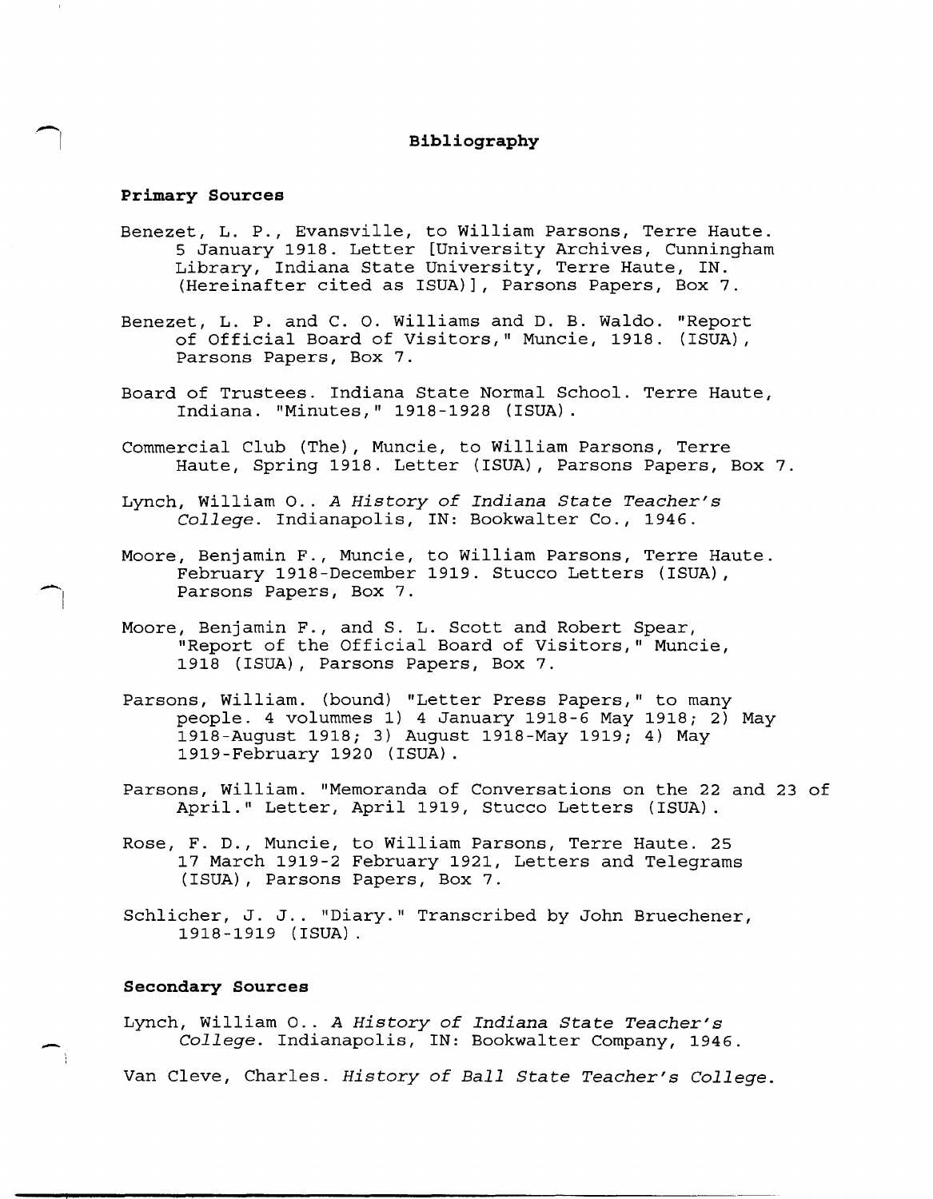# Bibliography

## Primary Sources

Benezet, L. P., Evansville, to William Parsons, Terre Haute. 5 January 1918. Letter [University Archives, Cunningham Library, Indiana State University, Terre Haute, IN. (Hereinafter cited as ISUA)], Parsons Papers, Box 7.

Benezet, L. P. and C. O. Williams and D. B. Waldo. "Report of Official Board of Visitors," Muncie, 1918. (ISUA), Parsons Papers, Box 7.

Board of Trustees. Indiana State Normal School. Terre Haute, Indiana. "Minutes," 1918-1928 (ISUA).

Commercial Club (The), Muncie, to William Parsons, Terre Haute, Spring 1918. Letter (ISUA), Parsons Papers, Box 7.

Lynch, William O.. *A History of Indiana State Teacher's College*. Indianapolis, IN: Bookwalter Co., 1946.

Moore, Benjamin F., Muncie, to William Parsons, Terre Haute. February 1918-December 1919. Stucco Letters (ISUA), Parsons Papers, Box 7.

Moore, Benjamin F., and S. L. Scott and Robert Spear, "Report of the Official Board of Visitors," Muncie, 1918 (ISUA), Parsons Papers, Box 7.

Parsons, William. (bound) "Letter Press Papers," to many people. 4 volummes 1) 4 January 1918-6 May 1918; 2) May 1918-August 1918; 3) August 1918-May 1919; 4) May 1919-February 1920 (ISUA).

Parsons, William. "Memoranda of Conversations on the 22 and 23 of April." Letter, April 1919, Stucco Letters (ISUA).

Rose, F. D., Muncie, to William Parsons, Terre Haute. 25 17 March 1919-2 February 1921, Letters and Telegrams (ISUA), Parsons Papers, Box 7.

Schlicher, J. J.. "Diary." Transcribed by John Bruechener, 1918-1919 (ISUA).

## Secondary Sources

Lynch, William O.. *A History of Indiana State Teacher's College*. Indianapolis, IN: Bookwalter Company, 1946.

Van Cleve, Charles. *History of Ball State Teacher's College*.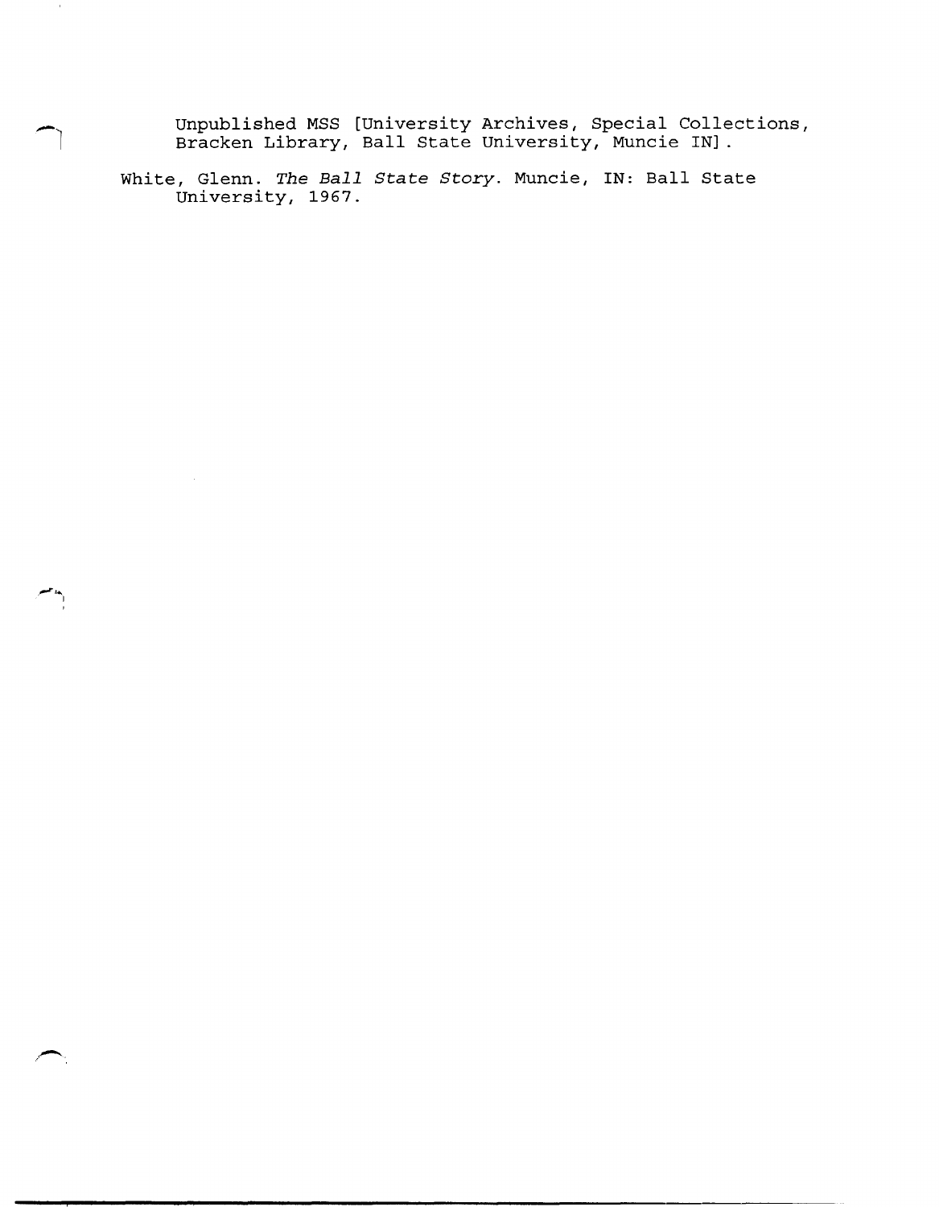Unpublished MSS [University Archives, Special Collections, Bracken Library, Ball State University, Muncie IN].

White, Glenn. *The Ball State Story*. Muncie, IN: Ball State University, 1967.